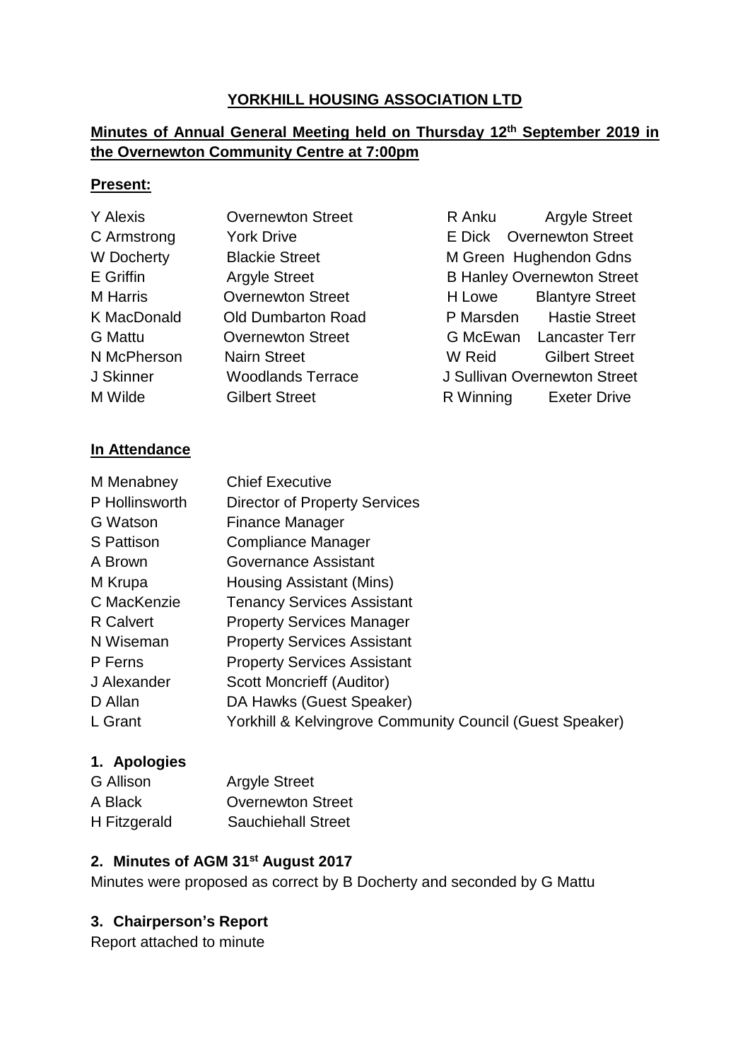**YORKHILL HOUSING ASSOCIATION LTD**

**Minutes of Annual General Meeting held on Thursday 12th September 2019 in the Overnewton Community Centre at 7:00pm**

**Present:**

| | | | |
|---|---|---|---|
| Y Alexis | Overnewton Street | R Anku | Argyle Street |
| C Armstrong | York Drive | E Dick | Overnewton Street |
| W Docherty | Blackie Street | M Green | Hughendon Gdns |
| E Griffin | Argyle Street | B Hanley | Overnewton Street |
| M Harris | Overnewton Street | H Lowe | Blantyre Street |
| K MacDonald | Old Dumbarton Road | P Marsden | Hastie Street |
| G Mattu | Overnewton Street | G McEwan | Lancaster Terr |
| N McPherson | Nairn Street | W Reid | Gilbert Street |
| J Skinner | Woodlands Terrace | J Sullivan | Overnewton Street |
| M Wilde | Gilbert Street | R Winning | Exeter Drive |

**In Attendance**

| | |
|---|---|
| M Menabney | Chief Executive |
| P Hollinsworth | Director of Property Services |
| G Watson | Finance Manager |
| S Pattison | Compliance Manager |
| A Brown | Governance Assistant |
| M Krupa | Housing Assistant (Mins) |
| C MacKenzie | Tenancy Services Assistant |
| R Calvert | Property Services Manager |
| N Wiseman | Property Services Assistant |
| P Ferns | Property Services Assistant |
| J Alexander | Scott Moncrieff (Auditor) |
| D Allan | DA Hawks (Guest Speaker) |
| L Grant | Yorkhill & Kelvingrove Community Council (Guest Speaker) |

## 1. Apologies

| | |
|---|---|
| G Allison | Argyle Street |
| A Black | Overnewton Street |
| H Fitzgerald | Sauchiehall Street |

## 2. Minutes of AGM 31st August 2017

Minutes were proposed as correct by B Docherty and seconded by G Mattu

## 3. Chairperson's Report

Report attached to minute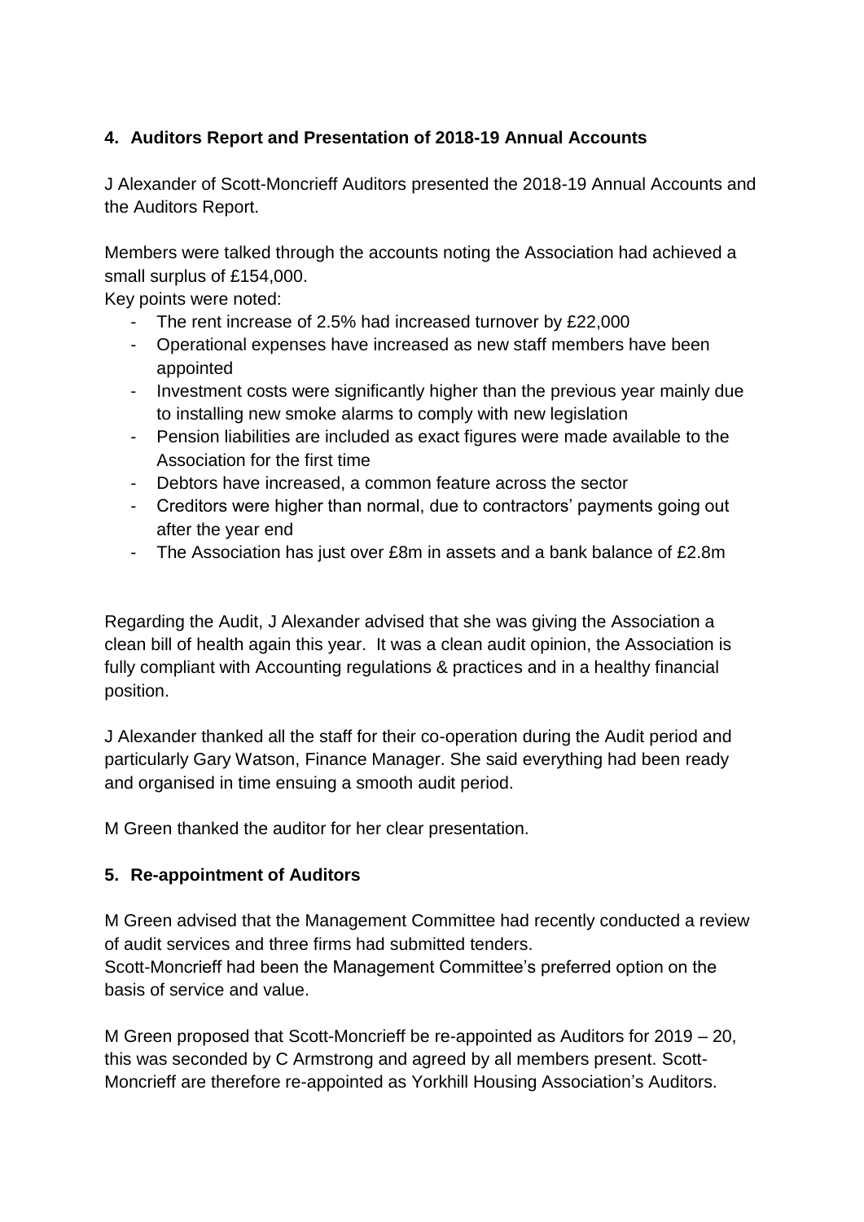### 4. Auditors Report and Presentation of 2018-19 Annual Accounts

J Alexander of Scott-Moncrieff Auditors presented the 2018-19 Annual Accounts and the Auditors Report.

Members were talked through the accounts noting the Association had achieved a small surplus of £154,000.
Key points were noted:

- The rent increase of 2.5% had increased turnover by £22,000
- Operational expenses have increased as new staff members have been appointed
- Investment costs were significantly higher than the previous year mainly due to installing new smoke alarms to comply with new legislation
- Pension liabilities are included as exact figures were made available to the Association for the first time
- Debtors have increased, a common feature across the sector
- Creditors were higher than normal, due to contractors' payments going out after the year end
- The Association has just over £8m in assets and a bank balance of £2.8m

Regarding the Audit, J Alexander advised that she was giving the Association a clean bill of health again this year. It was a clean audit opinion, the Association is fully compliant with Accounting regulations & practices and in a healthy financial position.

J Alexander thanked all the staff for their co-operation during the Audit period and particularly Gary Watson, Finance Manager. She said everything had been ready and organised in time ensuing a smooth audit period.

M Green thanked the auditor for her clear presentation.

### 5. Re-appointment of Auditors

M Green advised that the Management Committee had recently conducted a review of audit services and three firms had submitted tenders.
Scott-Moncrieff had been the Management Committee's preferred option on the basis of service and value.

M Green proposed that Scott-Moncrieff be re-appointed as Auditors for 2019 – 20, this was seconded by C Armstrong and agreed by all members present. Scott-Moncrieff are therefore re-appointed as Yorkhill Housing Association's Auditors.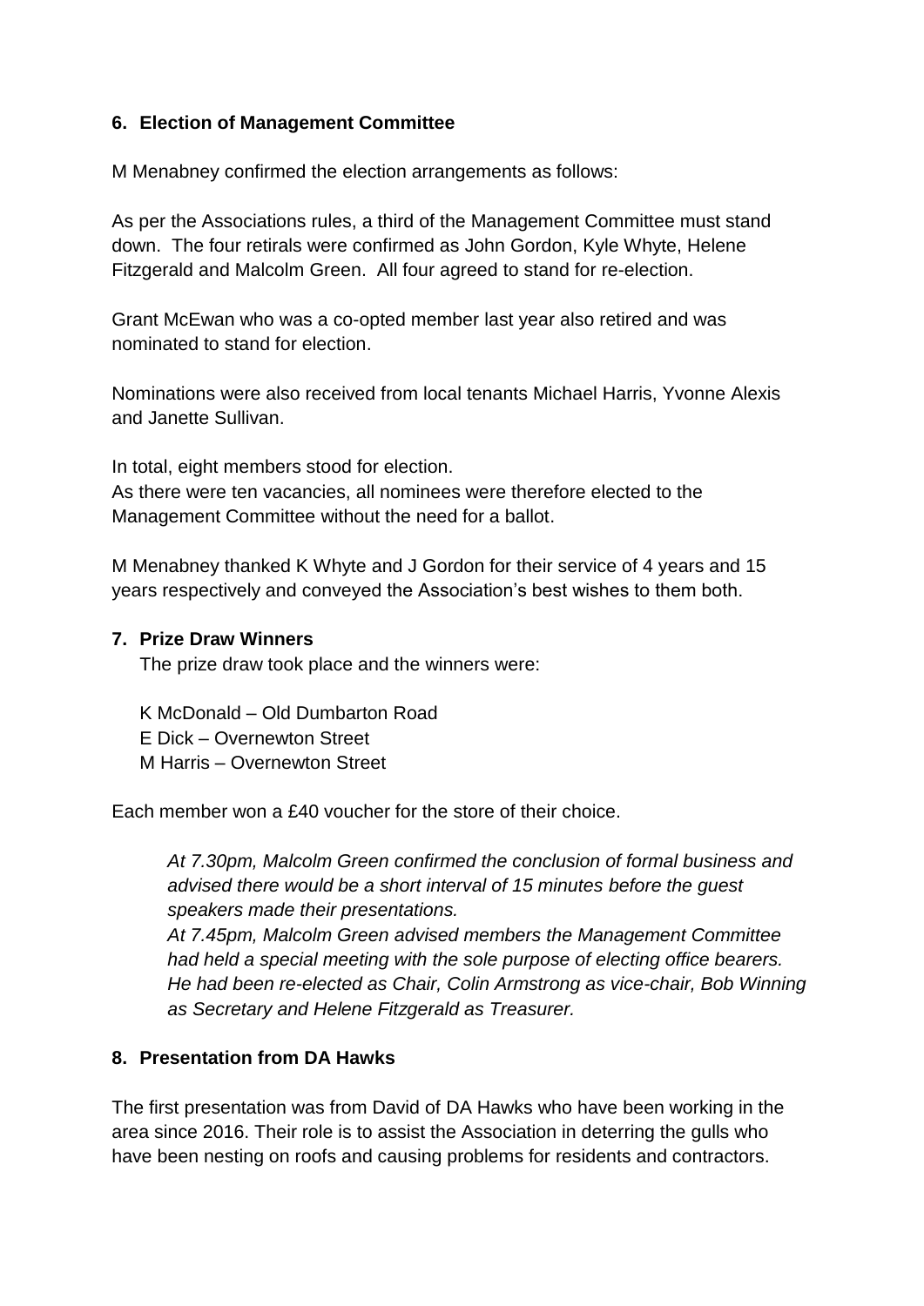## 6. Election of Management Committee

M Menabney confirmed the election arrangements as follows:

As per the Associations rules, a third of the Management Committee must stand down. The four retirals were confirmed as John Gordon, Kyle Whyte, Helene Fitzgerald and Malcolm Green. All four agreed to stand for re-election.

Grant McEwan who was a co-opted member last year also retired and was nominated to stand for election.

Nominations were also received from local tenants Michael Harris, Yvonne Alexis and Janette Sullivan.

In total, eight members stood for election.
As there were ten vacancies, all nominees were therefore elected to the Management Committee without the need for a ballot.

M Menabney thanked K Whyte and J Gordon for their service of 4 years and 15 years respectively and conveyed the Association's best wishes to them both.

## 7. Prize Draw Winners

The prize draw took place and the winners were:

K McDonald – Old Dumbarton Road
E Dick – Overnewton Street
M Harris – Overnewton Street

Each member won a £40 voucher for the store of their choice.

*At 7.30pm, Malcolm Green confirmed the conclusion of formal business and advised there would be a short interval of 15 minutes before the guest speakers made their presentations.*
*At 7.45pm, Malcolm Green advised members the Management Committee had held a special meeting with the sole purpose of electing office bearers. He had been re-elected as Chair, Colin Armstrong as vice-chair, Bob Winning as Secretary and Helene Fitzgerald as Treasurer.*

## 8. Presentation from DA Hawks

The first presentation was from David of DA Hawks who have been working in the area since 2016. Their role is to assist the Association in deterring the gulls who have been nesting on roofs and causing problems for residents and contractors.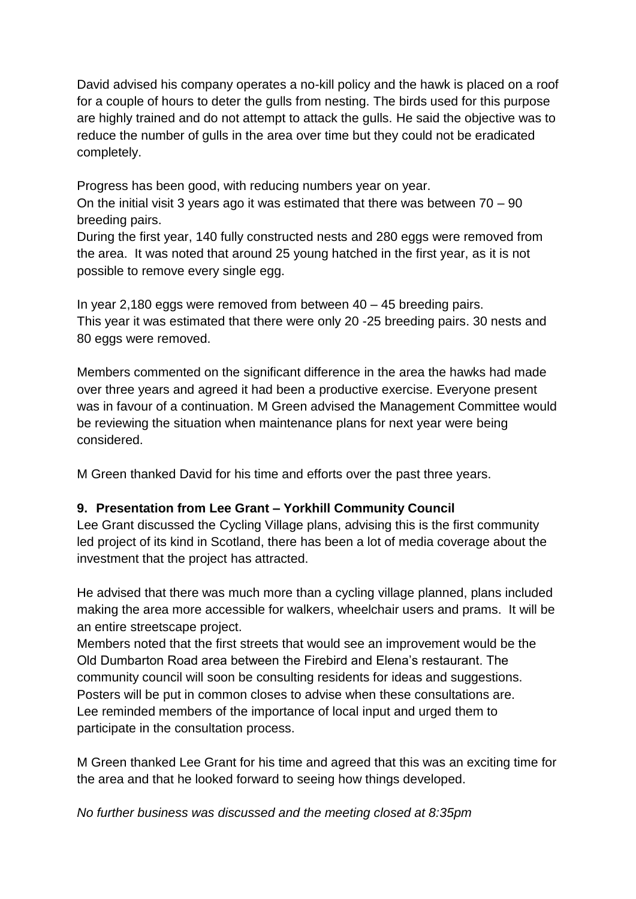David advised his company operates a no-kill policy and the hawk is placed on a roof for a couple of hours to deter the gulls from nesting. The birds used for this purpose are highly trained and do not attempt to attack the gulls. He said the objective was to reduce the number of gulls in the area over time but they could not be eradicated completely.

Progress has been good, with reducing numbers year on year.
On the initial visit 3 years ago it was estimated that there was between 70 – 90 breeding pairs.
During the first year, 140 fully constructed nests and 280 eggs were removed from the area. It was noted that around 25 young hatched in the first year, as it is not possible to remove every single egg.

In year 2,180 eggs were removed from between 40 – 45 breeding pairs.
This year it was estimated that there were only 20 -25 breeding pairs. 30 nests and 80 eggs were removed.

Members commented on the significant difference in the area the hawks had made over three years and agreed it had been a productive exercise. Everyone present was in favour of a continuation. M Green advised the Management Committee would be reviewing the situation when maintenance plans for next year were being considered.

M Green thanked David for his time and efforts over the past three years.

**9. Presentation from Lee Grant – Yorkhill Community Council**

Lee Grant discussed the Cycling Village plans, advising this is the first community led project of its kind in Scotland, there has been a lot of media coverage about the investment that the project has attracted.

He advised that there was much more than a cycling village planned, plans included making the area more accessible for walkers, wheelchair users and prams. It will be an entire streetscape project.
Members noted that the first streets that would see an improvement would be the Old Dumbarton Road area between the Firebird and Elena's restaurant. The community council will soon be consulting residents for ideas and suggestions. Posters will be put in common closes to advise when these consultations are. Lee reminded members of the importance of local input and urged them to participate in the consultation process.

M Green thanked Lee Grant for his time and agreed that this was an exciting time for the area and that he looked forward to seeing how things developed.

*No further business was discussed and the meeting closed at 8:35pm*